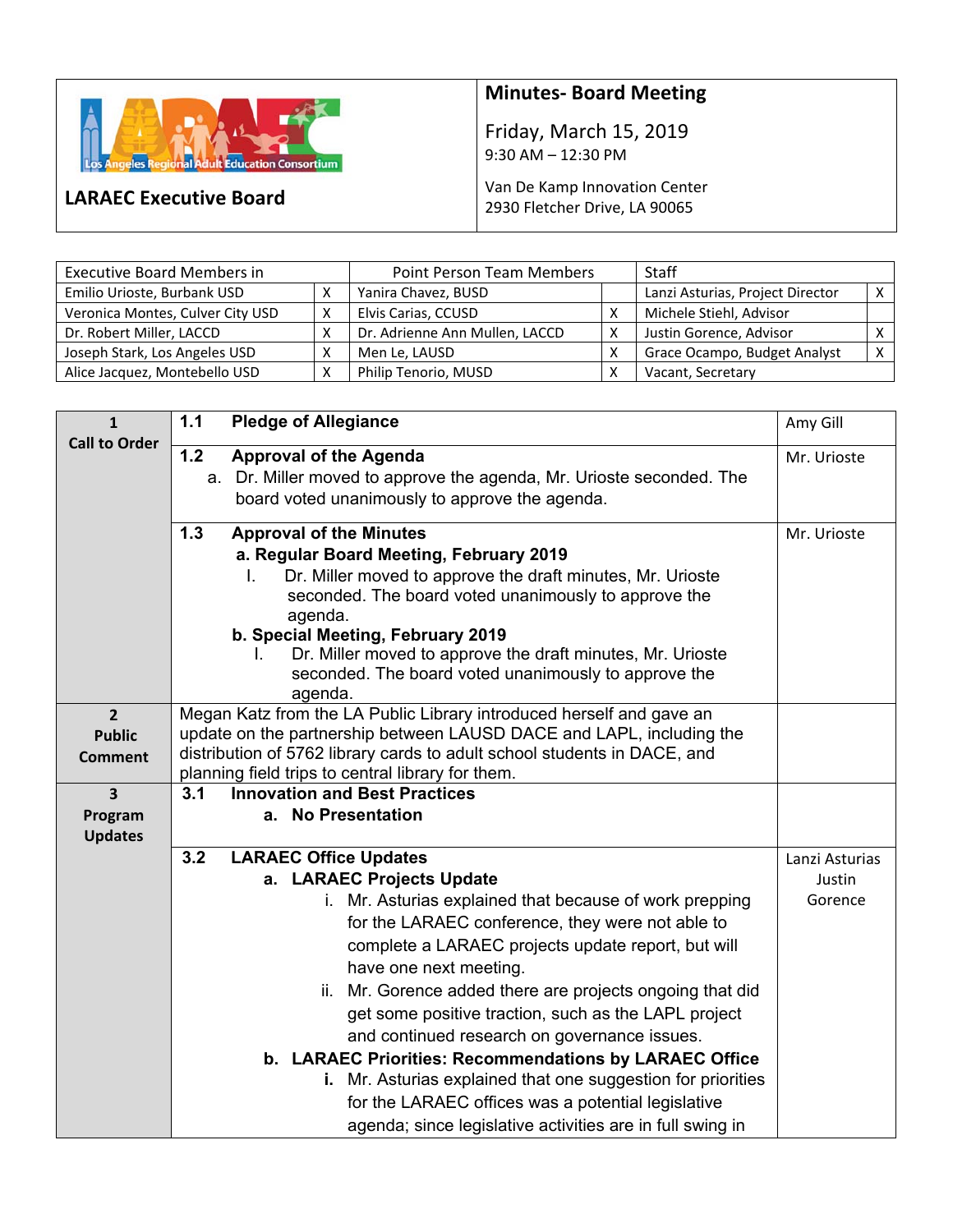# LARAEC Executive Board

## Minutes- Board Meeting

Friday, March 15, 2019
9:30 AM – 12:30 PM

Van De Kamp Innovation Center
2930 Fletcher Drive, LA 90065

| Executive Board Members in | | Point Person Team Members | | Staff | |
|---|---|---|---|---|---|
| Emilio Urioste, Burbank USD | X | Yanira Chavez, BUSD | | Lanzi Asturias, Project Director | X |
| Veronica Montes, Culver City USD | X | Elvis Carias, CCUSD | X | Michele Stiehl, Advisor | |
| Dr. Robert Miller, LACCD | X | Dr. Adrienne Ann Mullen, LACCD | X | Justin Gorence, Advisor | X |
| Joseph Stark, Los Angeles USD | X | Men Le, LAUSD | X | Grace Ocampo, Budget Analyst | X |
| Alice Jacquez, Montebello USD | X | Philip Tenorio, MUSD | X | Vacant, Secretary | |

| | | |
|---|---|---|
| **1 Call to Order** | **1.1 Pledge of Allegiance** | Amy Gill |
| | **1.2 Approval of the Agenda**<br>a. Dr. Miller moved to approve the agenda, Mr. Urioste seconded. The board voted unanimously to approve the agenda. | Mr. Urioste |
| | **1.3 Approval of the Minutes**<br>**a. Regular Board Meeting, February 2019**<br>I. Dr. Miller moved to approve the draft minutes, Mr. Urioste seconded. The board voted unanimously to approve the agenda.<br>**b. Special Meeting, February 2019**<br>I. Dr. Miller moved to approve the draft minutes, Mr. Urioste seconded. The board voted unanimously to approve the agenda. | Mr. Urioste |
| **2 Public Comment** | Megan Katz from the LA Public Library introduced herself and gave an update on the partnership between LAUSD DACE and LAPL, including the distribution of 5762 library cards to adult school students in DACE, and planning field trips to central library for them. | |
| **3 Program Updates** | **3.1 Innovation and Best Practices**<br>**a. No Presentation** | |
| | **3.2 LARAEC Office Updates**<br>**a. LARAEC Projects Update**<br>i. Mr. Asturias explained that because of work prepping for the LARAEC conference, they were not able to complete a LARAEC projects update report, but will have one next meeting.<br>ii. Mr. Gorence added there are projects ongoing that did get some positive traction, such as the LAPL project and continued research on governance issues.<br>**b. LARAEC Priorities: Recommendations by LARAEC Office**<br>**i.** Mr. Asturias explained that one suggestion for priorities for the LARAEC offices was a potential legislative agenda; since legislative activities are in full swing in | Lanzi Asturias Justin Gorence |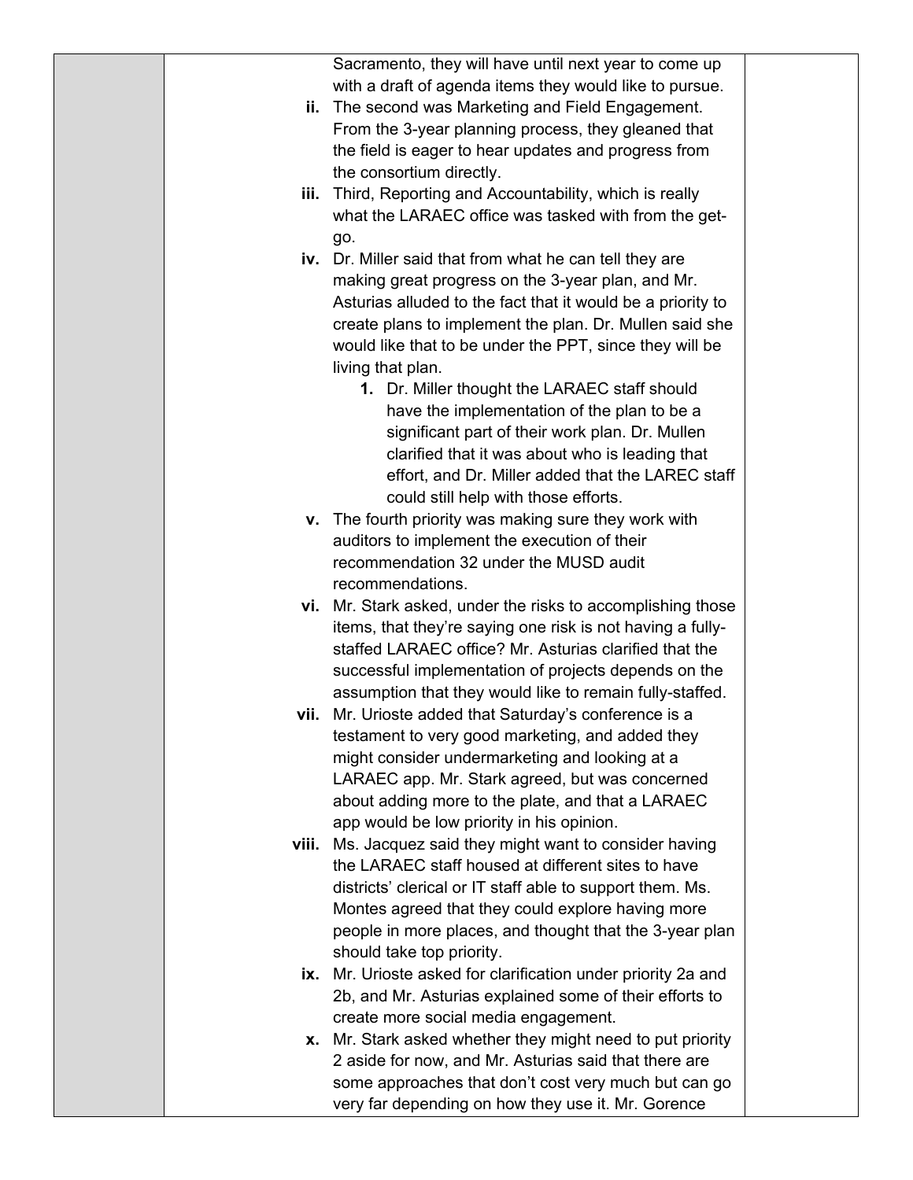Sacramento, they will have until next year to come up with a draft of agenda items they would like to pursue.

ii. The second was Marketing and Field Engagement. From the 3-year planning process, they gleaned that the field is eager to hear updates and progress from the consortium directly.

iii. Third, Reporting and Accountability, which is really what the LARAEC office was tasked with from the get-go.

iv. Dr. Miller said that from what he can tell they are making great progress on the 3-year plan, and Mr. Asturias alluded to the fact that it would be a priority to create plans to implement the plan. Dr. Mullen said she would like that to be under the PPT, since they will be living that plan.

1. Dr. Miller thought the LARAEC staff should have the implementation of the plan to be a significant part of their work plan. Dr. Mullen clarified that it was about who is leading that effort, and Dr. Miller added that the LAREC staff could still help with those efforts.

v. The fourth priority was making sure they work with auditors to implement the execution of their recommendation 32 under the MUSD audit recommendations.

vi. Mr. Stark asked, under the risks to accomplishing those items, that they're saying one risk is not having a fully-staffed LARAEC office? Mr. Asturias clarified that the successful implementation of projects depends on the assumption that they would like to remain fully-staffed.

vii. Mr. Urioste added that Saturday's conference is a testament to very good marketing, and added they might consider undermarketing and looking at a LARAEC app. Mr. Stark agreed, but was concerned about adding more to the plate, and that a LARAEC app would be low priority in his opinion.

viii. Ms. Jacquez said they might want to consider having the LARAEC staff housed at different sites to have districts' clerical or IT staff able to support them. Ms. Montes agreed that they could explore having more people in more places, and thought that the 3-year plan should take top priority.

ix. Mr. Urioste asked for clarification under priority 2a and 2b, and Mr. Asturias explained some of their efforts to create more social media engagement.

x. Mr. Stark asked whether they might need to put priority 2 aside for now, and Mr. Asturias said that there are some approaches that don't cost very much but can go very far depending on how they use it. Mr. Gorence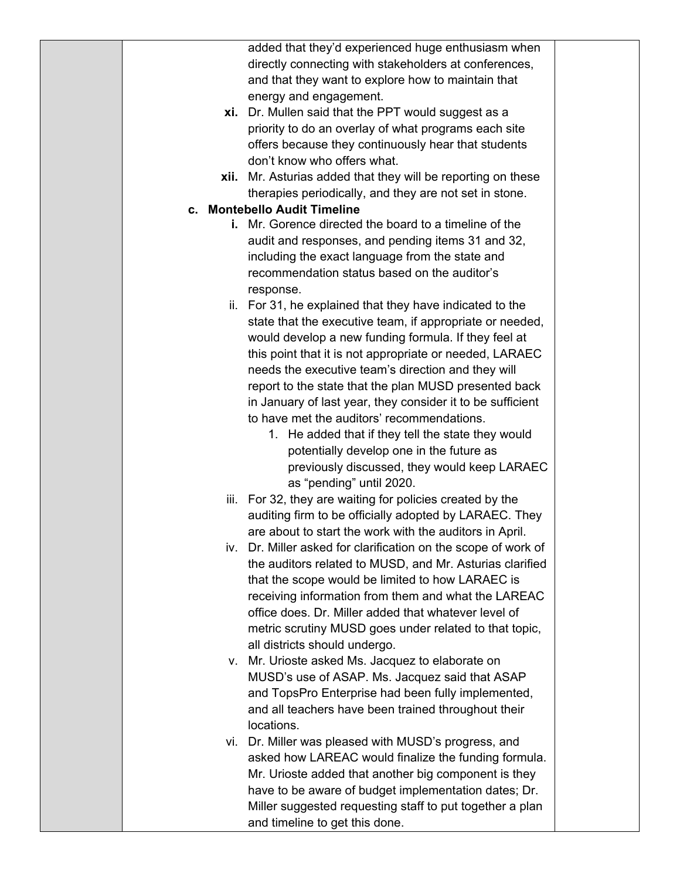added that they'd experienced huge enthusiasm when directly connecting with stakeholders at conferences, and that they want to explore how to maintain that energy and engagement.

- **xi.** Dr. Mullen said that the PPT would suggest as a priority to do an overlay of what programs each site offers because they continuously hear that students don't know who offers what.
- **xii.** Mr. Asturias added that they will be reporting on these therapies periodically, and they are not set in stone.

**c. Montebello Audit Timeline**

- **i.** Mr. Gorence directed the board to a timeline of the audit and responses, and pending items 31 and 32, including the exact language from the state and recommendation status based on the auditor's response.
- ii. For 31, he explained that they have indicated to the state that the executive team, if appropriate or needed, would develop a new funding formula. If they feel at this point that it is not appropriate or needed, LARAEC needs the executive team's direction and they will report to the state that the plan MUSD presented back in January of last year, they consider it to be sufficient to have met the auditors' recommendations.
    1. He added that if they tell the state they would potentially develop one in the future as previously discussed, they would keep LARAEC as "pending" until 2020.
- iii. For 32, they are waiting for policies created by the auditing firm to be officially adopted by LARAEC. They are about to start the work with the auditors in April.
- iv. Dr. Miller asked for clarification on the scope of work of the auditors related to MUSD, and Mr. Asturias clarified that the scope would be limited to how LARAEC is receiving information from them and what the LAREAC office does. Dr. Miller added that whatever level of metric scrutiny MUSD goes under related to that topic, all districts should undergo.
- v. Mr. Urioste asked Ms. Jacquez to elaborate on MUSD's use of ASAP. Ms. Jacquez said that ASAP and TopsPro Enterprise had been fully implemented, and all teachers have been trained throughout their locations.
- vi. Dr. Miller was pleased with MUSD's progress, and asked how LAREAC would finalize the funding formula. Mr. Urioste added that another big component is they have to be aware of budget implementation dates; Dr. Miller suggested requesting staff to put together a plan and timeline to get this done.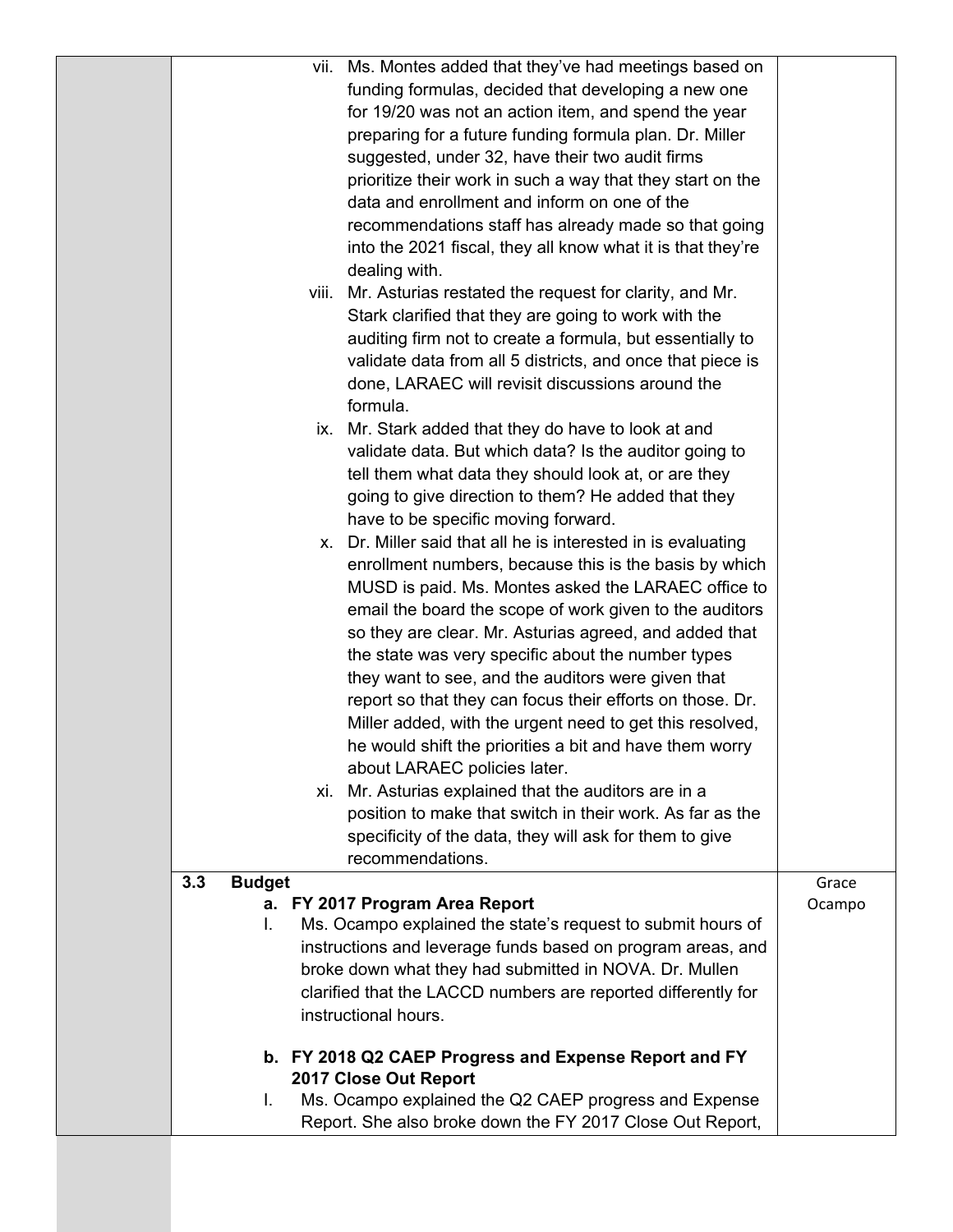| | | |
|---|---|---|
| | vii. Ms. Montes added that they've had meetings based on funding formulas, decided that developing a new one for 19/20 was not an action item, and spend the year preparing for a future funding formula plan. Dr. Miller suggested, under 32, have their two audit firms prioritize their work in such a way that they start on the data and enrollment and inform on one of the recommendations staff has already made so that going into the 2021 fiscal, they all know what it is that they're dealing with.<br>viii. Mr. Asturias restated the request for clarity, and Mr. Stark clarified that they are going to work with the auditing firm not to create a formula, but essentially to validate data from all 5 districts, and once that piece is done, LARAEC will revisit discussions around the formula.<br>ix. Mr. Stark added that they do have to look at and validate data. But which data? Is the auditor going to tell them what data they should look at, or are they going to give direction to them? He added that they have to be specific moving forward.<br>x. Dr. Miller said that all he is interested in is evaluating enrollment numbers, because this is the basis by which MUSD is paid. Ms. Montes asked the LARAEC office to email the board the scope of work given to the auditors so they are clear. Mr. Asturias agreed, and added that the state was very specific about the number types they want to see, and the auditors were given that report so that they can focus their efforts on those. Dr. Miller added, with the urgent need to get this resolved, he would shift the priorities a bit and have them worry about LARAEC policies later.<br>xi. Mr. Asturias explained that the auditors are in a position to make that switch in their work. As far as the specificity of the data, they will ask for them to give recommendations. | |
| | **3.3 Budget**<br>**a. FY 2017 Program Area Report**<br>I. Ms. Ocampo explained the state's request to submit hours of instructions and leverage funds based on program areas, and broke down what they had submitted in NOVA. Dr. Mullen clarified that the LACCD numbers are reported differently for instructional hours.<br><br>**b. FY 2018 Q2 CAEP Progress and Expense Report and FY 2017 Close Out Report**<br>I. Ms. Ocampo explained the Q2 CAEP progress and Expense Report. She also broke down the FY 2017 Close Out Report, | Grace Ocampo |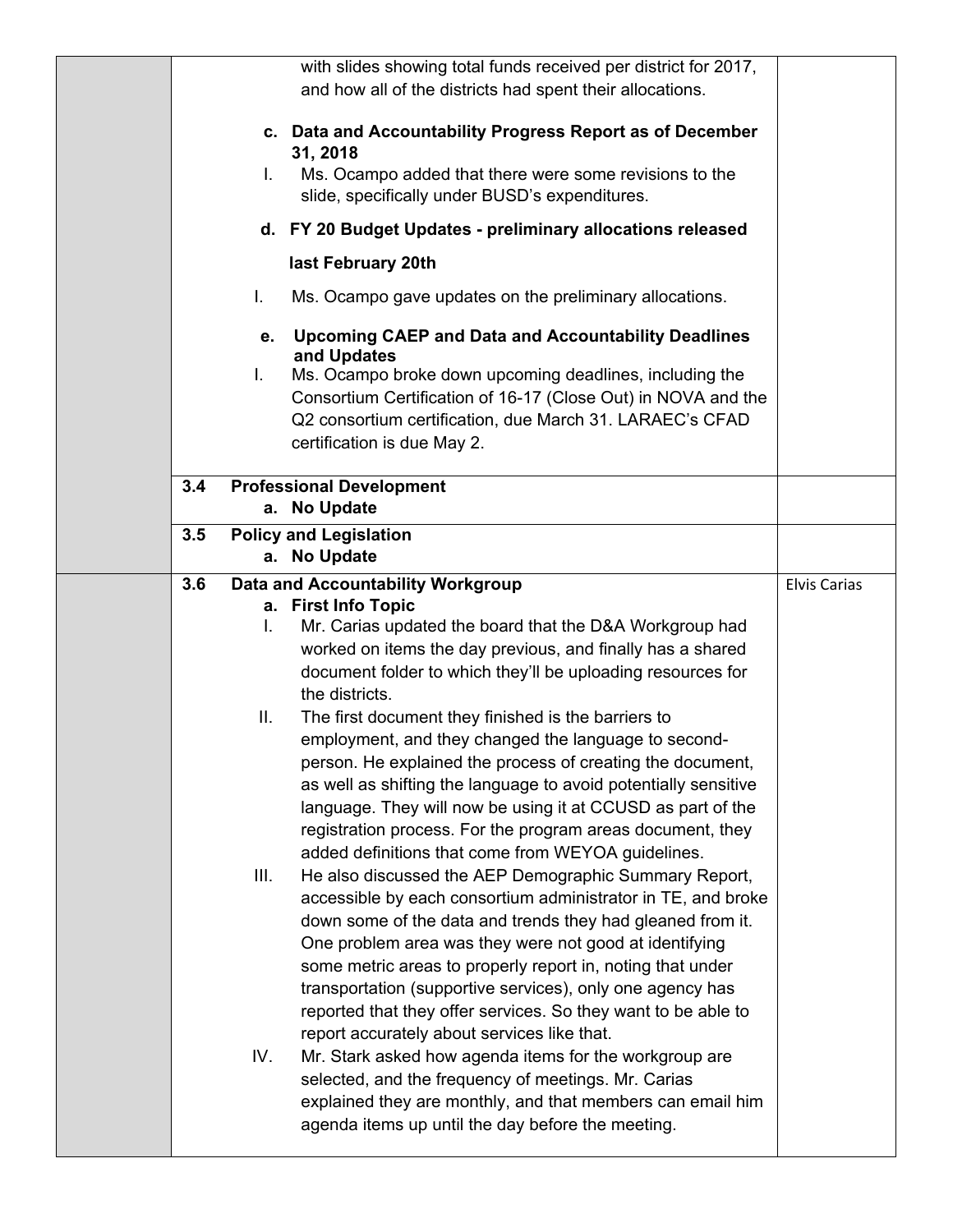| | | |
|---|---|---|
| | with slides showing total funds received per district for 2017, and how all of the districts had spent their allocations.<br><br>**c. Data and Accountability Progress Report as of December 31, 2018**<br>I. Ms. Ocampo added that there were some revisions to the slide, specifically under BUSD's expenditures.<br><br>**d. FY 20 Budget Updates - preliminary allocations released last February 20th**<br>I. Ms. Ocampo gave updates on the preliminary allocations.<br><br>**e. Upcoming CAEP and Data and Accountability Deadlines and Updates**<br>I. Ms. Ocampo broke down upcoming deadlines, including the Consortium Certification of 16-17 (Close Out) in NOVA and the Q2 consortium certification, due March 31. LARAEC's CFAD certification is due May 2. | |
| | **3.4 Professional Development**<br>**a. No Update** | |
| | **3.5 Policy and Legislation**<br>**a. No Update** | |
| | **3.6 Data and Accountability Workgroup**<br>**a. First Info Topic**<br>I. Mr. Carias updated the board that the D&A Workgroup had worked on items the day previous, and finally has a shared document folder to which they'll be uploading resources for the districts.<br>II. The first document they finished is the barriers to employment, and they changed the language to second-person. He explained the process of creating the document, as well as shifting the language to avoid potentially sensitive language. They will now be using it at CCUSD as part of the registration process. For the program areas document, they added definitions that come from WEYOA guidelines.<br>III. He also discussed the AEP Demographic Summary Report, accessible by each consortium administrator in TE, and broke down some of the data and trends they had gleaned from it. One problem area was they were not good at identifying some metric areas to properly report in, noting that under transportation (supportive services), only one agency has reported that they offer services. So they want to be able to report accurately about services like that.<br>IV. Mr. Stark asked how agenda items for the workgroup are selected, and the frequency of meetings. Mr. Carias explained they are monthly, and that members can email him agenda items up until the day before the meeting. | Elvis Carias |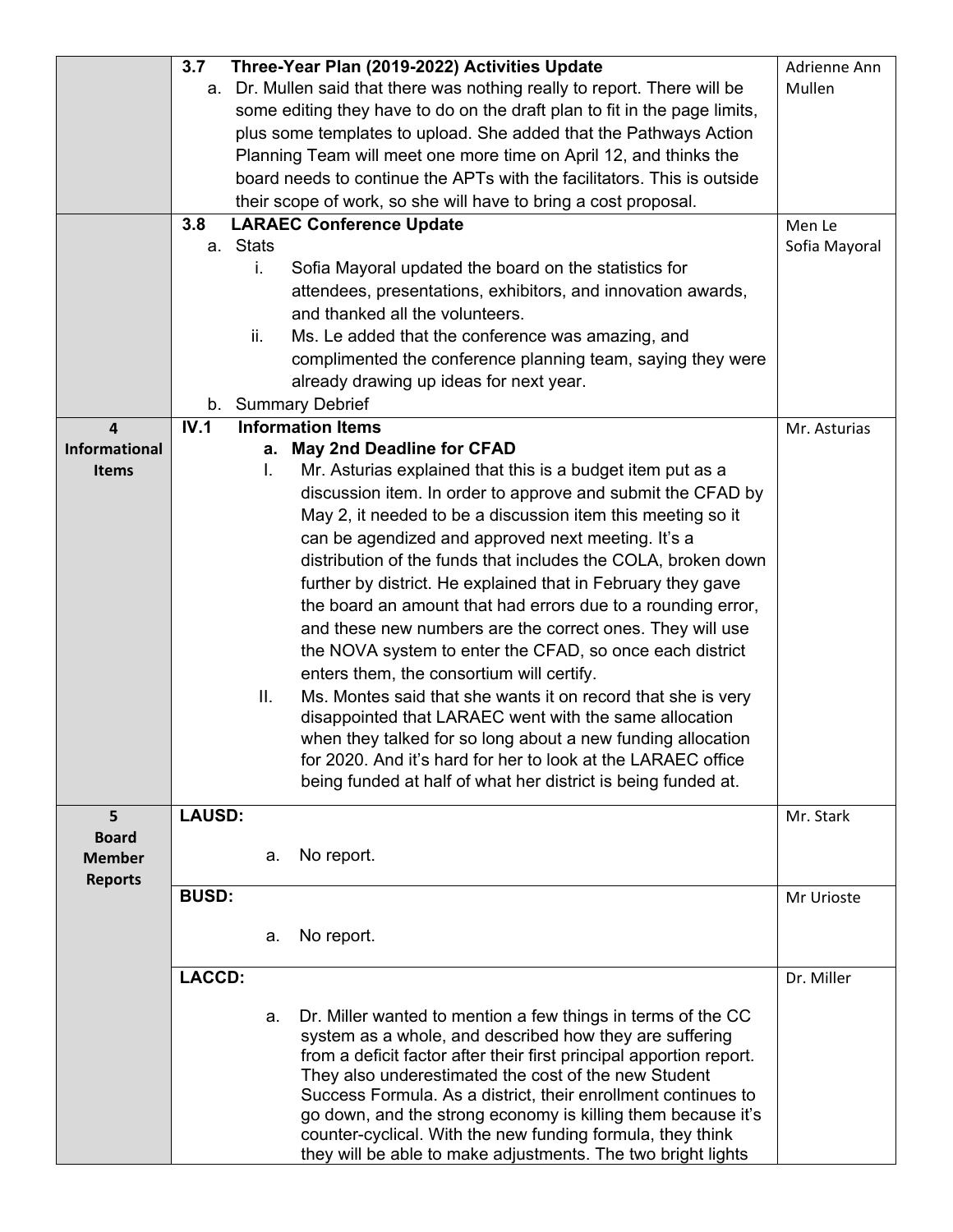| | | |
|---|---|---|
| | **3.7 Three-Year Plan (2019-2022) Activities Update**<br>a. Dr. Mullen said that there was nothing really to report. There will be some editing they have to do on the draft plan to fit in the page limits, plus some templates to upload. She added that the Pathways Action Planning Team will meet one more time on April 12, and thinks the board needs to continue the APTs with the facilitators. This is outside their scope of work, so she will have to bring a cost proposal. | Adrienne Ann Mullen |
| | **3.8 LARAEC Conference Update**<br>a. Stats<br>i. Sofia Mayoral updated the board on the statistics for attendees, presentations, exhibitors, and innovation awards, and thanked all the volunteers.<br>ii. Ms. Le added that the conference was amazing, and complimented the conference planning team, saying they were already drawing up ideas for next year.<br>b. Summary Debrief | Men Le<br>Sofia Mayoral |
| **4 Informational Items** | **IV.1 Information Items**<br>**a. May 2nd Deadline for CFAD**<br>I. Mr. Asturias explained that this is a budget item put as a discussion item. In order to approve and submit the CFAD by May 2, it needed to be a discussion item this meeting so it can be agendized and approved next meeting. It's a distribution of the funds that includes the COLA, broken down further by district. He explained that in February they gave the board an amount that had errors due to a rounding error, and these new numbers are the correct ones. They will use the NOVA system to enter the CFAD, so once each district enters them, the consortium will certify.<br>II. Ms. Montes said that she wants it on record that she is very disappointed that LARAEC went with the same allocation when they talked for so long about a new funding allocation for 2020. And it's hard for her to look at the LARAEC office being funded at half of what her district is being funded at. | Mr. Asturias |
| **5 Board Member Reports** | **LAUSD:**<br>a. No report. | Mr. Stark |
| | **BUSD:**<br>a. No report. | Mr Urioste |
| | **LACCD:**<br>a. Dr. Miller wanted to mention a few things in terms of the CC system as a whole, and described how they are suffering from a deficit factor after their first principal apportion report. They also underestimated the cost of the new Student Success Formula. As a district, their enrollment continues to go down, and the strong economy is killing them because it's counter-cyclical. With the new funding formula, they think they will be able to make adjustments. The two bright lights | Dr. Miller |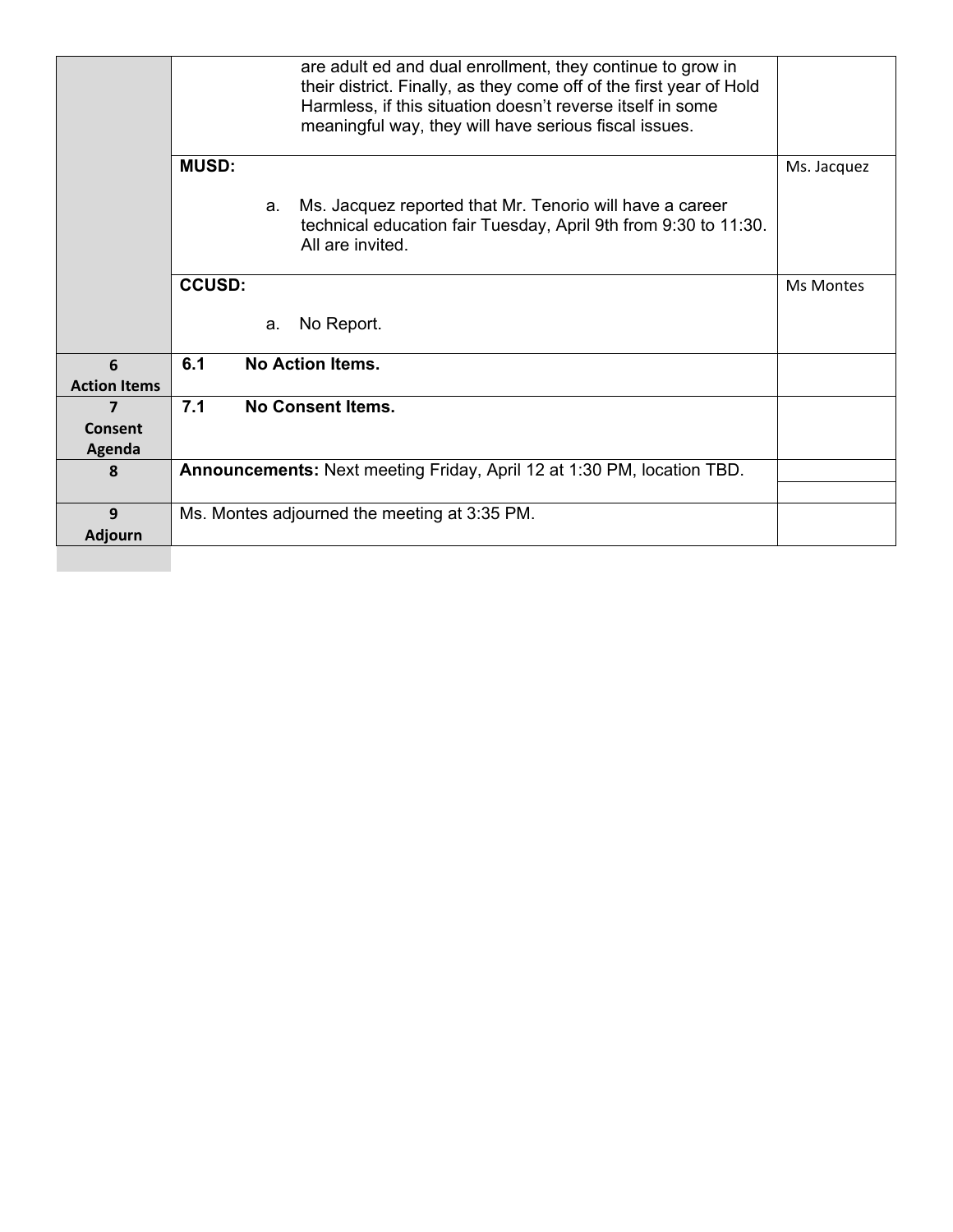| | | |
|---|---|---|
| | are adult ed and dual enrollment, they continue to grow in their district. Finally, as they come off of the first year of Hold Harmless, if this situation doesn't reverse itself in some meaningful way, they will have serious fiscal issues. | |
| | **MUSD:**<br><br>a. Ms. Jacquez reported that Mr. Tenorio will have a career technical education fair Tuesday, April 9th from 9:30 to 11:30. All are invited. | Ms. Jacquez |
| | **CCUSD:**<br><br>a. No Report. | Ms Montes |
| **6 Action Items** | **6.1 No Action Items.** | |
| **7 Consent Agenda** | **7.1 No Consent Items.** | |
| **8** | **Announcements:** Next meeting Friday, April 12 at 1:30 PM, location TBD. | |
| **9 Adjourn** | Ms. Montes adjourned the meeting at 3:35 PM. | |